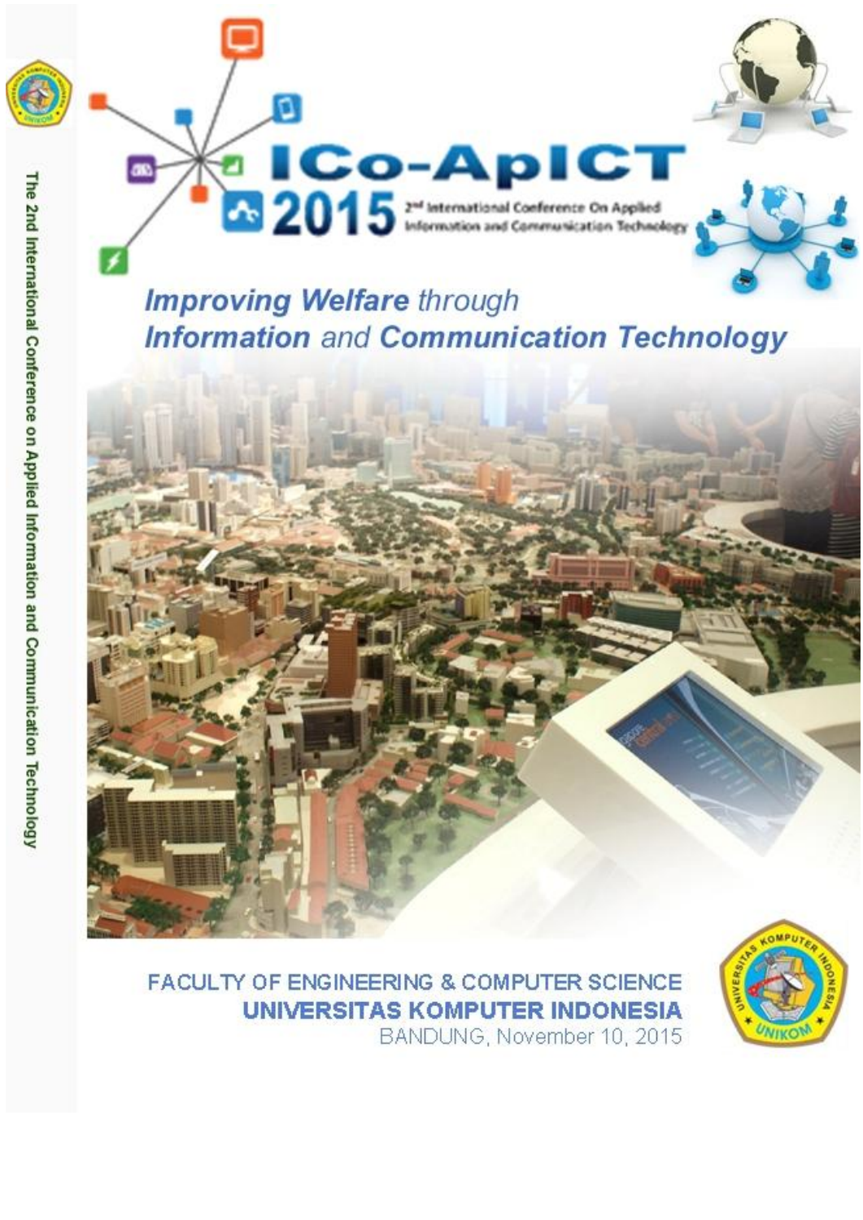The 2nd International Conference on Applied Information and Communication Technology

# ICo-ApICT 2015

2[nd] International Conference On Applied Information and Communication Technology

## *Improving Welfare through Information and Communication Technology*

FACULTY OF ENGINEERING & COMPUTER SCIENCE

**UNIVERSITAS KOMPUTER INDONESIA**

BANDUNG, November 10, 2015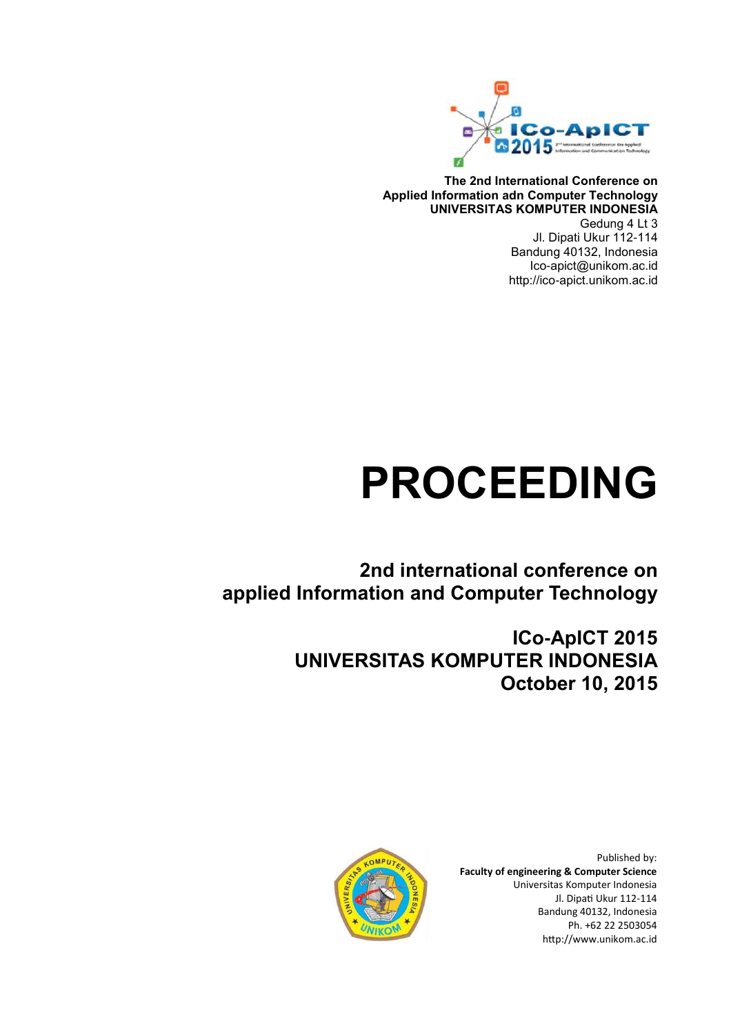**The 2nd International Conference on**
**Applied Information adn Computer Technology**
**UNIVERSITAS KOMPUTER INDONESIA**
Gedung 4 Lt 3
Jl. Dipati Ukur 112-114
Bandung 40132, Indonesia
Ico-apict@unikom.ac.id
http://ico-apict.unikom.ac.id

# PROCEEDING

## 2nd international conference on applied Information and Computer Technology

## ICo-ApICT 2015
## UNIVERSITAS KOMPUTER INDONESIA
## October 10, 2015

Published by:
**Faculty of engineering & Computer Science**
Universitas Komputer Indonesia
Jl. Dipati Ukur 112-114
Bandung 40132, Indonesia
Ph. +62 22 2503054
http://www.unikom.ac.id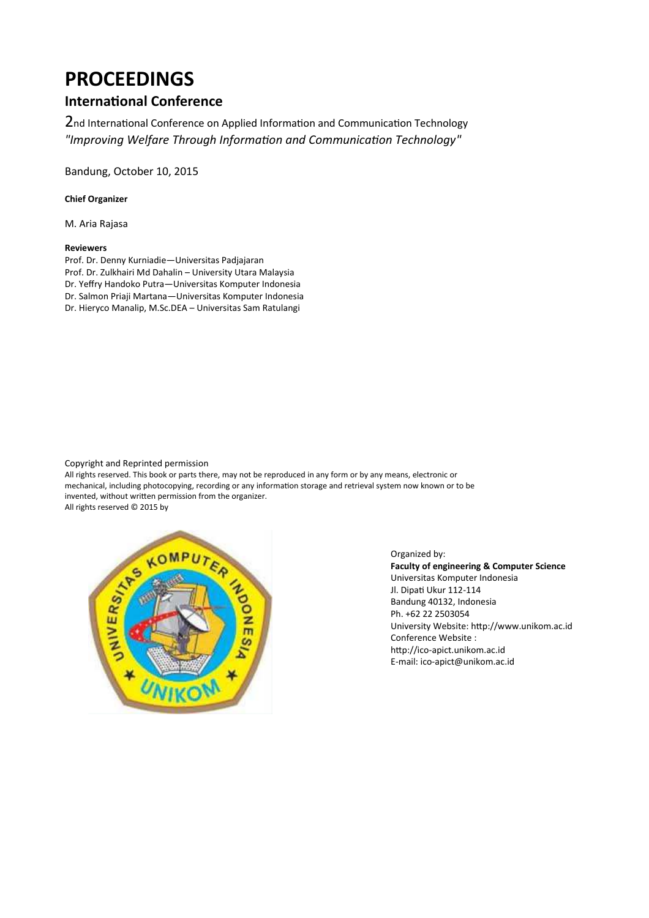# PROCEEDINGS

## International Conference

2nd International Conference on Applied Information and Communication Technology
*"Improving Welfare Through Information and Communication Technology"*

Bandung, October 10, 2015

**Chief Organizer**

M. Aria Rajasa

**Reviewers**

Prof. Dr. Denny Kurniadie—Universitas Padjajaran
Prof. Dr. Zulkhairi Md Dahalin – University Utara Malaysia
Dr. Yeffry Handoko Putra—Universitas Komputer Indonesia
Dr. Salmon Priaji Martana—Universitas Komputer Indonesia
Dr. Hieryco Manalip, M.Sc.DEA – Universitas Sam Ratulangi

Copyright and Reprinted permission
All rights reserved. This book or parts there, may not be reproduced in any form or by any means, electronic or mechanical, including photocopying, recording or any information storage and retrieval system now known or to be invented, without written permission from the organizer.
All rights reserved © 2015 by

Organized by:
**Faculty of engineering & Computer Science**
Universitas Komputer Indonesia
Jl. Dipati Ukur 112-114
Bandung 40132, Indonesia
Ph. +62 22 2503054
University Website: http://www.unikom.ac.id
Conference Website :
http://ico-apict.unikom.ac.id
E-mail: ico-apict@unikom.ac.id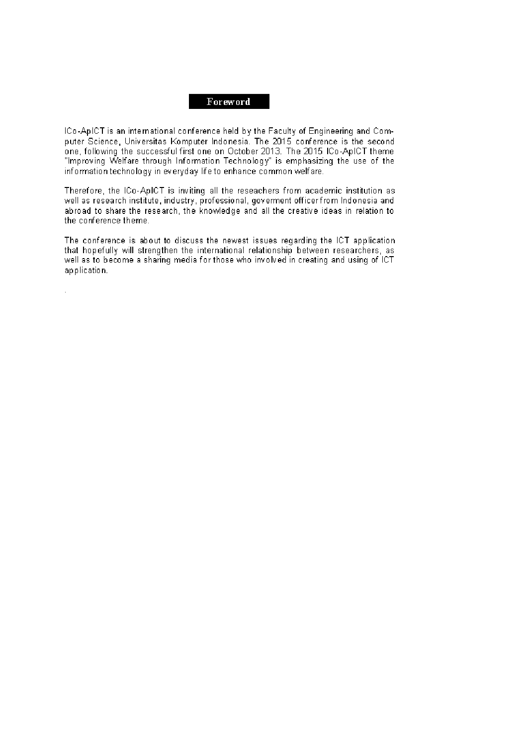# Foreword

ICo-ApICT is an international conference held by the Faculty of Engineering and Computer Science, Universitas Komputer Indonesia. The 2015 conference is the second one, following the successful first one on October 2013. The 2015 ICo-ApICT theme "Improving Welfare through Information Technology" is emphasizing the use of the information technology in everyday life to enhance common welfare.

Therefore, the ICo-ApICT is inviting all the reseachers from academic institution as well as research institute, industry, professional, goverment officer from Indonesia and abroad to share the research, the knowledge and all the creative ideas in relation to the conference theme.

The conference is about to discuss the newest issues regarding the ICT application that hopefully will strengthen the international relationship between researchers, as well as to become a sharing media for those who involved in creating and using of ICT application.

.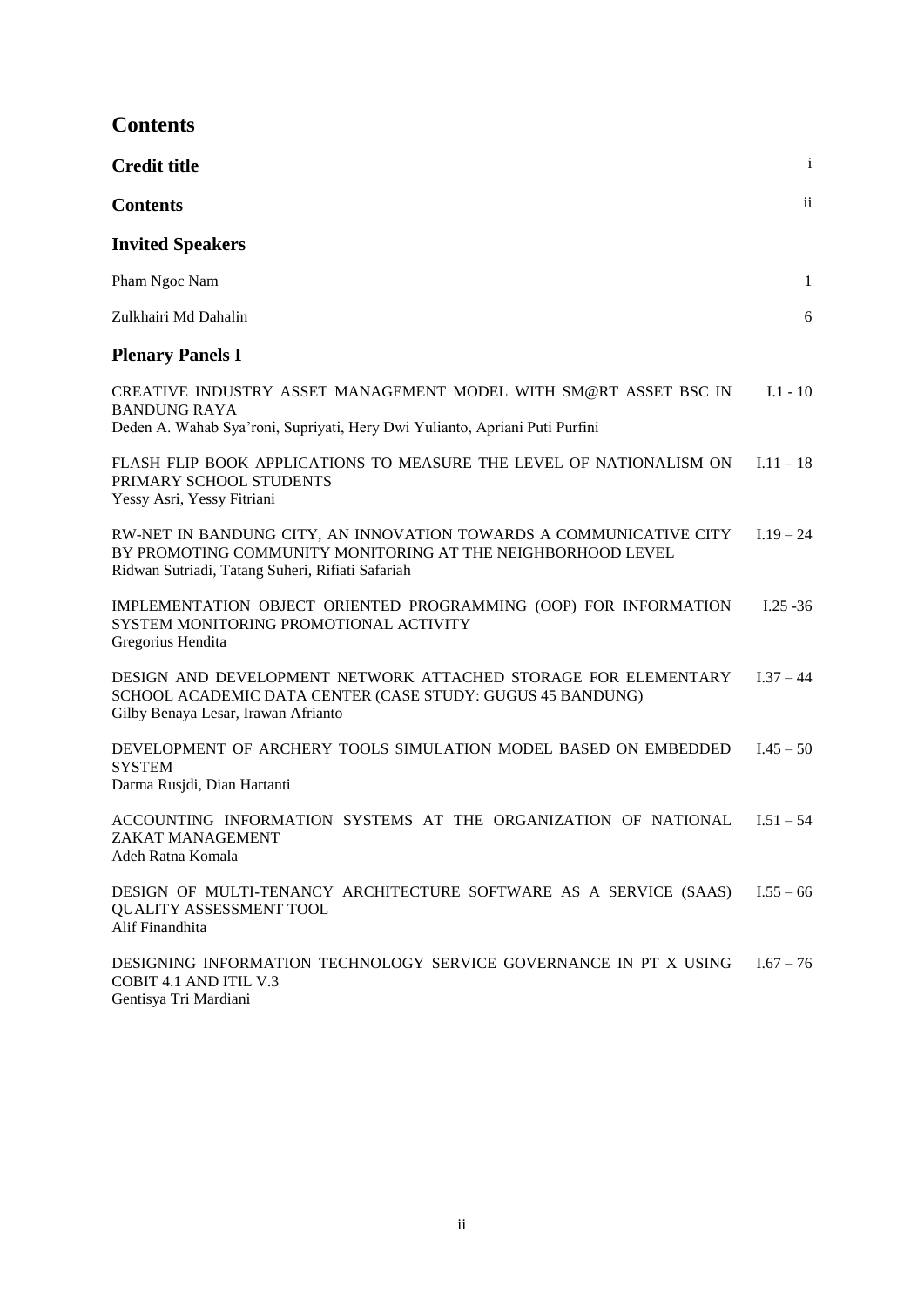# Contents

**Credit title** i

**Contents** ii

## Invited Speakers

Pham Ngoc Nam 1

Zulkhairi Md Dahalin 6

## Plenary Panels I

CREATIVE INDUSTRY ASSET MANAGEMENT MODEL WITH SM@RT ASSET BSC IN BANDUNG RAYA I.1 - 10
Deden A. Wahab Sya'roni, Supriyati, Hery Dwi Yulianto, Apriani Puti Purfini

FLASH FLIP BOOK APPLICATIONS TO MEASURE THE LEVEL OF NATIONALISM ON PRIMARY SCHOOL STUDENTS I.11 – 18
Yessy Asri, Yessy Fitriani

RW-NET IN BANDUNG CITY, AN INNOVATION TOWARDS A COMMUNICATIVE CITY BY PROMOTING COMMUNITY MONITORING AT THE NEIGHBORHOOD LEVEL I.19 – 24
Ridwan Sutriadi, Tatang Suheri, Rifiati Safariah

IMPLEMENTATION OBJECT ORIENTED PROGRAMMING (OOP) FOR INFORMATION SYSTEM MONITORING PROMOTIONAL ACTIVITY I.25 -36
Gregorius Hendita

DESIGN AND DEVELOPMENT NETWORK ATTACHED STORAGE FOR ELEMENTARY SCHOOL ACADEMIC DATA CENTER (CASE STUDY: GUGUS 45 BANDUNG) I.37 – 44
Gilby Benaya Lesar, Irawan Afrianto

DEVELOPMENT OF ARCHERY TOOLS SIMULATION MODEL BASED ON EMBEDDED SYSTEM I.45 – 50
Darma Rusjdi, Dian Hartanti

ACCOUNTING INFORMATION SYSTEMS AT THE ORGANIZATION OF NATIONAL ZAKAT MANAGEMENT I.51 – 54
Adeh Ratna Komala

DESIGN OF MULTI-TENANCY ARCHITECTURE SOFTWARE AS A SERVICE (SAAS) QUALITY ASSESSMENT TOOL I.55 – 66
Alif Finandhita

DESIGNING INFORMATION TECHNOLOGY SERVICE GOVERNANCE IN PT X USING COBIT 4.1 AND ITIL V.3 I.67 – 76
Gentisya Tri Mardiani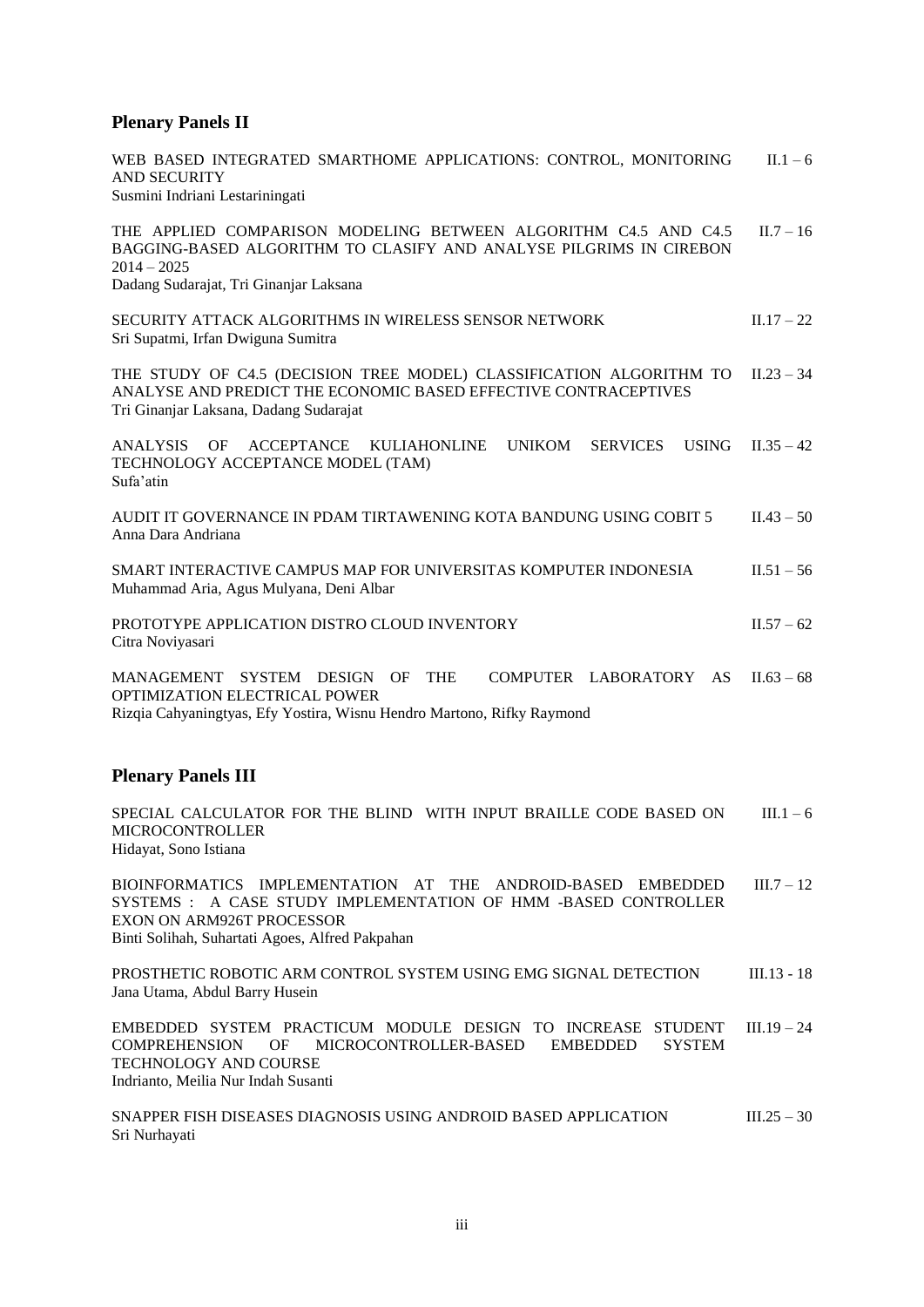## Plenary Panels II

WEB BASED INTEGRATED SMARTHOME APPLICATIONS: CONTROL, MONITORING AND SECURITY — II.1 – 6
Susmini Indriani Lestariningati

THE APPLIED COMPARISON MODELING BETWEEN ALGORITHM C4.5 AND C4.5 BAGGING-BASED ALGORITHM TO CLASIFY AND ANALYSE PILGRIMS IN CIREBON 2014 – 2025 — II.7 – 16
Dadang Sudarajat, Tri Ginanjar Laksana

SECURITY ATTACK ALGORITHMS IN WIRELESS SENSOR NETWORK — II.17 – 22
Sri Supatmi, Irfan Dwiguna Sumitra

THE STUDY OF C4.5 (DECISION TREE MODEL) CLASSIFICATION ALGORITHM TO ANALYSE AND PREDICT THE ECONOMIC BASED EFFECTIVE CONTRACEPTIVES — II.23 – 34
Tri Ginanjar Laksana, Dadang Sudarajat

ANALYSIS OF ACCEPTANCE KULIAHONLINE UNIKOM SERVICES USING TECHNOLOGY ACCEPTANCE MODEL (TAM) — II.35 – 42
Sufa'atin

AUDIT IT GOVERNANCE IN PDAM TIRTAWENING KOTA BANDUNG USING COBIT 5 — II.43 – 50
Anna Dara Andriana

SMART INTERACTIVE CAMPUS MAP FOR UNIVERSITAS KOMPUTER INDONESIA — II.51 – 56
Muhammad Aria, Agus Mulyana, Deni Albar

PROTOTYPE APPLICATION DISTRO CLOUD INVENTORY — II.57 – 62
Citra Noviyasari

MANAGEMENT SYSTEM DESIGN OF THE COMPUTER LABORATORY AS OPTIMIZATION ELECTRICAL POWER — II.63 – 68
Rizqia Cahyaningtyas, Efy Yostira, Wisnu Hendro Martono, Rifky Raymond

## Plenary Panels III

SPECIAL CALCULATOR FOR THE BLIND WITH INPUT BRAILLE CODE BASED ON MICROCONTROLLER — III.1 – 6
Hidayat, Sono Istiana

BIOINFORMATICS IMPLEMENTATION AT THE ANDROID-BASED EMBEDDED SYSTEMS : A CASE STUDY IMPLEMENTATION OF HMM -BASED CONTROLLER EXON ON ARM926T PROCESSOR — III.7 – 12
Binti Solihah, Suhartati Agoes, Alfred Pakpahan

PROSTHETIC ROBOTIC ARM CONTROL SYSTEM USING EMG SIGNAL DETECTION — III.13 - 18
Jana Utama, Abdul Barry Husein

EMBEDDED SYSTEM PRACTICUM MODULE DESIGN TO INCREASE STUDENT COMPREHENSION OF MICROCONTROLLER-BASED EMBEDDED SYSTEM TECHNOLOGY AND COURSE — III.19 – 24
Indrianto, Meilia Nur Indah Susanti

SNAPPER FISH DISEASES DIAGNOSIS USING ANDROID BASED APPLICATION — III.25 – 30
Sri Nurhayati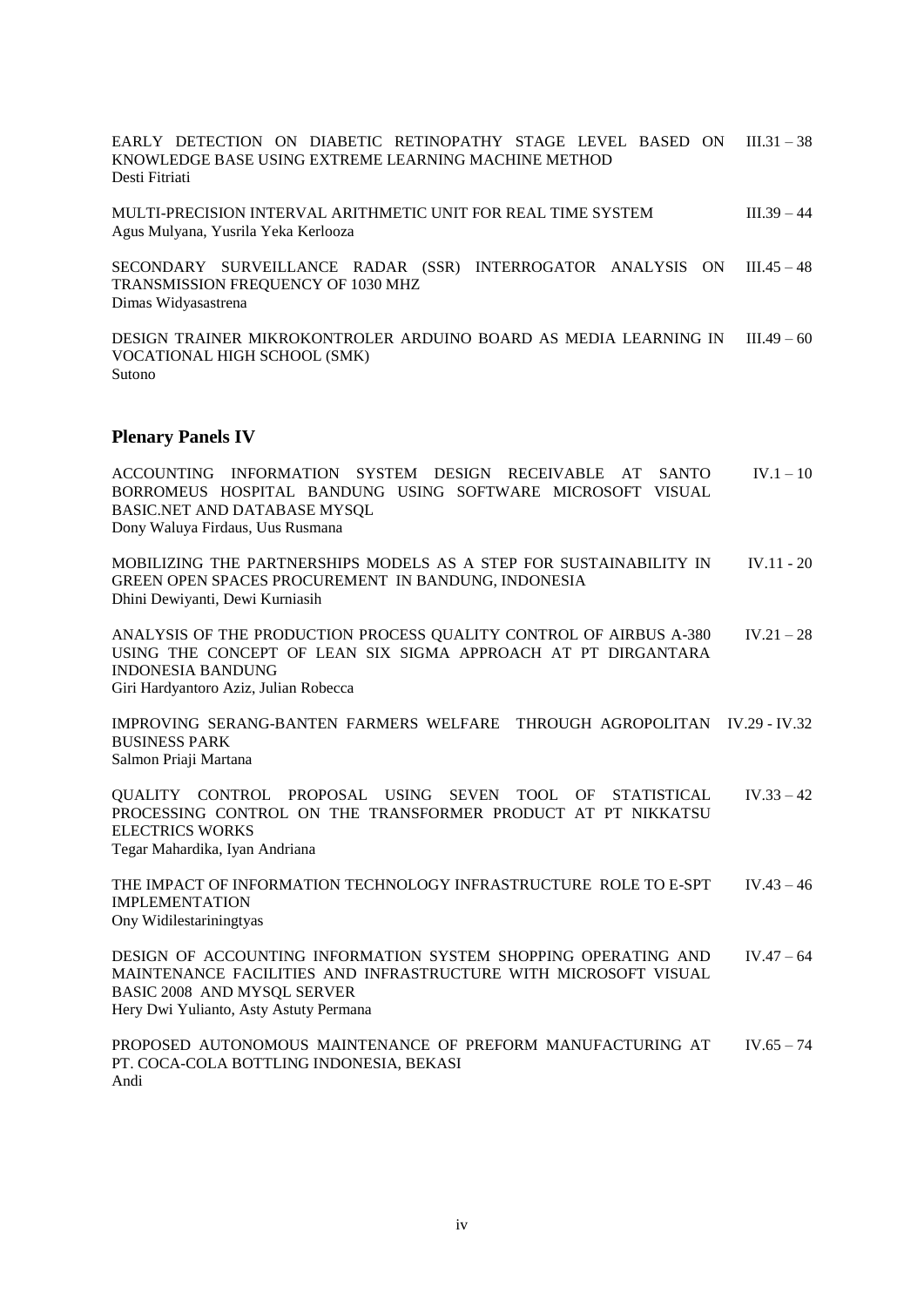EARLY DETECTION ON DIABETIC RETINOPATHY STAGE LEVEL BASED ON KNOWLEDGE BASE USING EXTREME LEARNING MACHINE METHOD III.31 – 38
Desti Fitriati

MULTI-PRECISION INTERVAL ARITHMETIC UNIT FOR REAL TIME SYSTEM III.39 – 44
Agus Mulyana, Yusrila Yeka Kerlooza

SECONDARY SURVEILLANCE RADAR (SSR) INTERROGATOR ANALYSIS ON TRANSMISSION FREQUENCY OF 1030 MHZ III.45 – 48
Dimas Widyasastrena

DESIGN TRAINER MIKROKONTROLER ARDUINO BOARD AS MEDIA LEARNING IN VOCATIONAL HIGH SCHOOL (SMK) III.49 – 60
Sutono

## Plenary Panels IV

ACCOUNTING INFORMATION SYSTEM DESIGN RECEIVABLE AT SANTO BORROMEUS HOSPITAL BANDUNG USING SOFTWARE MICROSOFT VISUAL BASIC.NET AND DATABASE MYSQL IV.1 – 10
Dony Waluya Firdaus, Uus Rusmana

MOBILIZING THE PARTNERSHIPS MODELS AS A STEP FOR SUSTAINABILITY IN GREEN OPEN SPACES PROCUREMENT IN BANDUNG, INDONESIA IV.11 - 20
Dhini Dewiyanti, Dewi Kurniasih

ANALYSIS OF THE PRODUCTION PROCESS QUALITY CONTROL OF AIRBUS A-380 USING THE CONCEPT OF LEAN SIX SIGMA APPROACH AT PT DIRGANTARA INDONESIA BANDUNG IV.21 – 28
Giri Hardyantoro Aziz, Julian Robecca

IMPROVING SERANG-BANTEN FARMERS WELFARE THROUGH AGROPOLITAN BUSINESS PARK IV.29 - IV.32
Salmon Priaji Martana

QUALITY CONTROL PROPOSAL USING SEVEN TOOL OF STATISTICAL PROCESSING CONTROL ON THE TRANSFORMER PRODUCT AT PT NIKKATSU ELECTRICS WORKS IV.33 – 42
Tegar Mahardika, Iyan Andriana

THE IMPACT OF INFORMATION TECHNOLOGY INFRASTRUCTURE ROLE TO E-SPT IMPLEMENTATION IV.43 – 46
Ony Widilestariningtyas

DESIGN OF ACCOUNTING INFORMATION SYSTEM SHOPPING OPERATING AND MAINTENANCE FACILITIES AND INFRASTRUCTURE WITH MICROSOFT VISUAL BASIC 2008 AND MYSQL SERVER IV.47 – 64
Hery Dwi Yulianto, Asty Astuty Permana

PROPOSED AUTONOMOUS MAINTENANCE OF PREFORM MANUFACTURING AT PT. COCA-COLA BOTTLING INDONESIA, BEKASI IV.65 – 74
Andi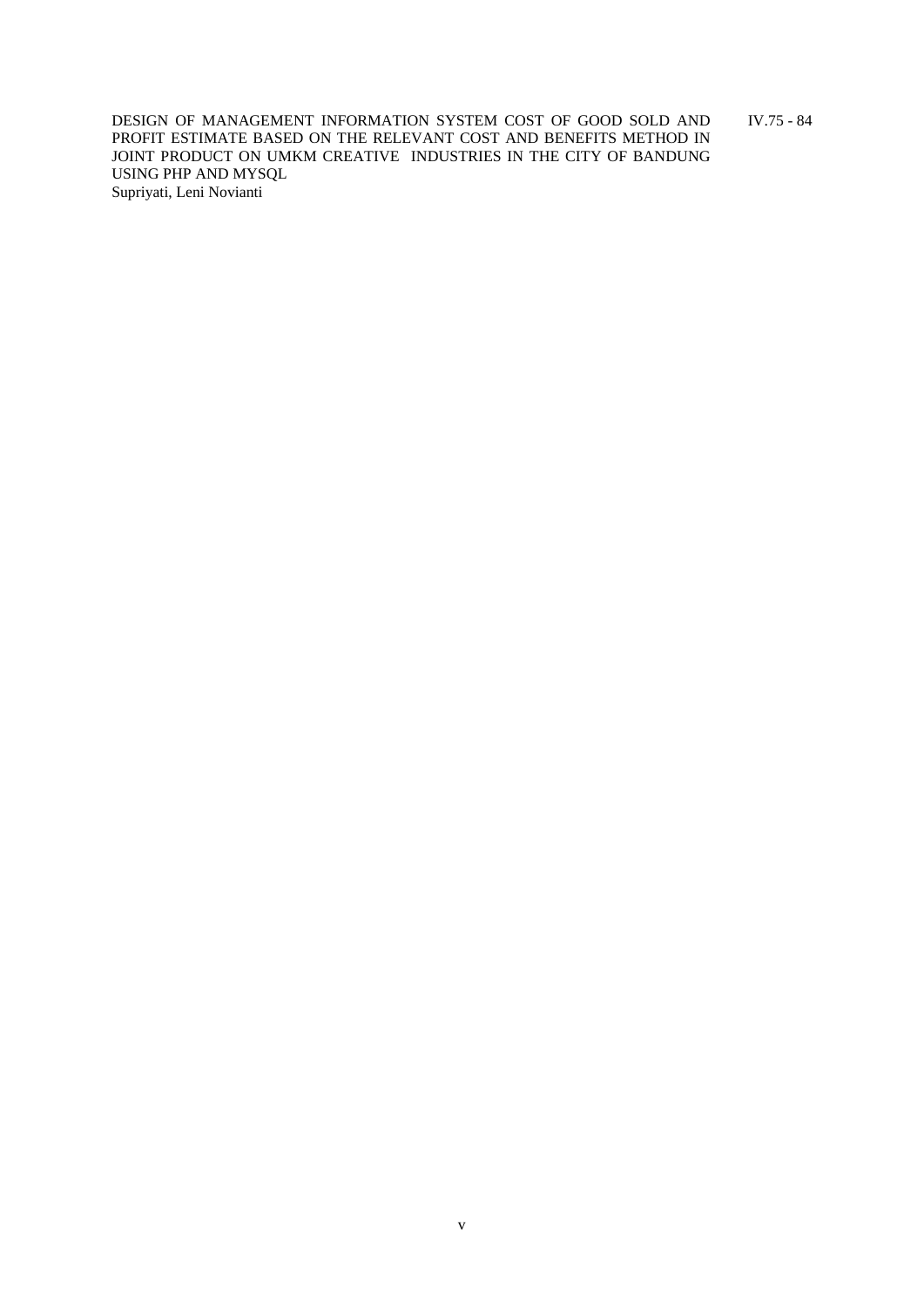DESIGN OF MANAGEMENT INFORMATION SYSTEM COST OF GOOD SOLD AND PROFIT ESTIMATE BASED ON THE RELEVANT COST AND BENEFITS METHOD IN JOINT PRODUCT ON UMKM CREATIVE INDUSTRIES IN THE CITY OF BANDUNG USING PHP AND MYSQL IV.75 - 84
Supriyati, Leni Novianti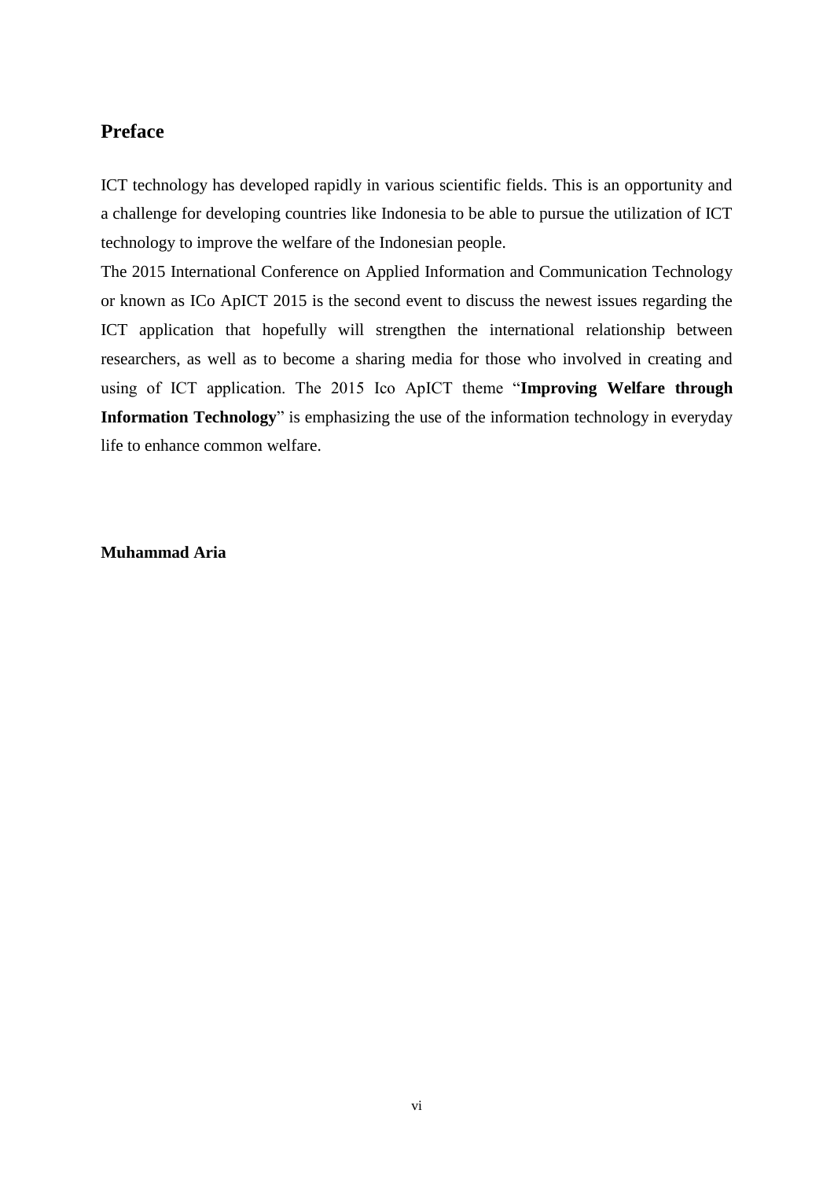## Preface

ICT technology has developed rapidly in various scientific fields. This is an opportunity and a challenge for developing countries like Indonesia to be able to pursue the utilization of ICT technology to improve the welfare of the Indonesian people.

The 2015 International Conference on Applied Information and Communication Technology or known as ICo ApICT 2015 is the second event to discuss the newest issues regarding the ICT application that hopefully will strengthen the international relationship between researchers, as well as to become a sharing media for those who involved in creating and using of ICT application. The 2015 Ico ApICT theme "**Improving Welfare through Information Technology**" is emphasizing the use of the information technology in everyday life to enhance common welfare.

**Muhammad Aria**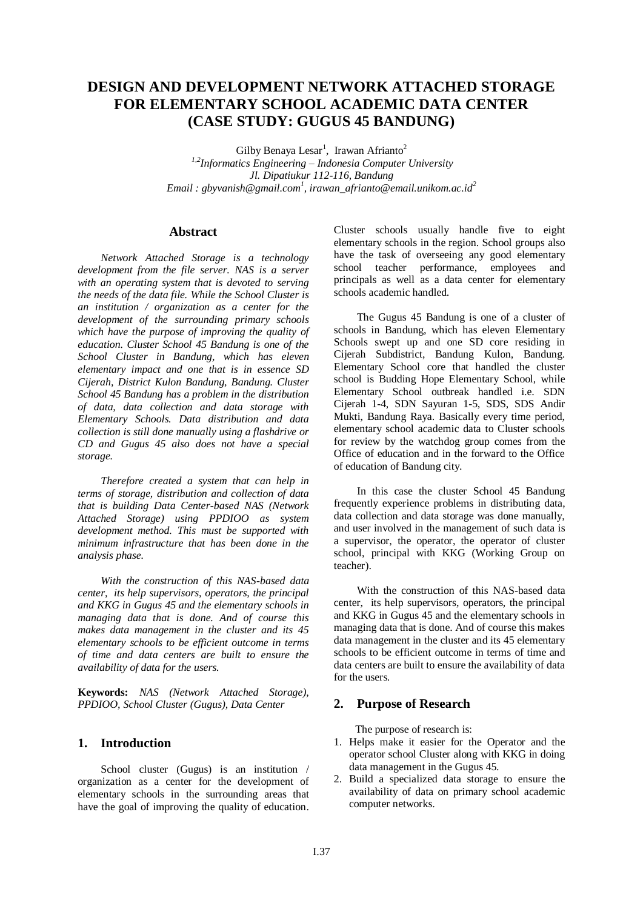# DESIGN AND DEVELOPMENT NETWORK ATTACHED STORAGE FOR ELEMENTARY SCHOOL ACADEMIC DATA CENTER (CASE STUDY: GUGUS 45 BANDUNG)

Gilby Benaya Lesar[1], Irawan Afrianto[2]

[1,2]*Informatics Engineering – Indonesia Computer University*
*Jl. Dipatiukur 112-116, Bandung*
*Email : gbyvanish@gmail.com[1], irawan_afrianto@email.unikom.ac.id[2]*

## Abstract

*Network Attached Storage is a technology development from the file server. NAS is a server with an operating system that is devoted to serving the needs of the data file. While the School Cluster is an institution / organization as a center for the development of the surrounding primary schools which have the purpose of improving the quality of education. Cluster School 45 Bandung is one of the School Cluster in Bandung, which has eleven elementary impact and one that is in essence SD Cijerah, District Kulon Bandung, Bandung. Cluster School 45 Bandung has a problem in the distribution of data, data collection and data storage with Elementary Schools. Data distribution and data collection is still done manually using a flashdrive or CD and Gugus 45 also does not have a special storage.*

*Therefore created a system that can help in terms of storage, distribution and collection of data that is building Data Center-based NAS (Network Attached Storage) using PPDIOO as system development method. This must be supported with minimum infrastructure that has been done in the analysis phase.*

*With the construction of this NAS-based data center, its help supervisors, operators, the principal and KKG in Gugus 45 and the elementary schools in managing data that is done. And of course this makes data management in the cluster and its 45 elementary schools to be efficient outcome in terms of time and data centers are built to ensure the availability of data for the users.*

**Keywords:** *NAS (Network Attached Storage), PPDIOO, School Cluster (Gugus), Data Center*

## 1. Introduction

School cluster (Gugus) is an institution / organization as a center for the development of elementary schools in the surrounding areas that have the goal of improving the quality of education. Cluster schools usually handle five to eight elementary schools in the region. School groups also have the task of overseeing any good elementary school teacher performance, employees and principals as well as a data center for elementary schools academic handled.

The Gugus 45 Bandung is one of a cluster of schools in Bandung, which has eleven Elementary Schools swept up and one SD core residing in Cijerah Subdistrict, Bandung Kulon, Bandung. Elementary School core that handled the cluster school is Budding Hope Elementary School, while Elementary School outbreak handled i.e. SDN Cijerah 1-4, SDN Sayuran 1-5, SDS, SDS Andir Mukti, Bandung Raya. Basically every time period, elementary school academic data to Cluster schools for review by the watchdog group comes from the Office of education and in the forward to the Office of education of Bandung city.

In this case the cluster School 45 Bandung frequently experience problems in distributing data, data collection and data storage was done manually, and user involved in the management of such data is a supervisor, the operator, the operator of cluster school, principal with KKG (Working Group on teacher).

With the construction of this NAS-based data center, its help supervisors, operators, the principal and KKG in Gugus 45 and the elementary schools in managing data that is done. And of course this makes data management in the cluster and its 45 elementary schools to be efficient outcome in terms of time and data centers are built to ensure the availability of data for the users.

## 2. Purpose of Research

The purpose of research is:

1. Helps make it easier for the Operator and the operator school Cluster along with KKG in doing data management in the Gugus 45.
2. Build a specialized data storage to ensure the availability of data on primary school academic computer networks.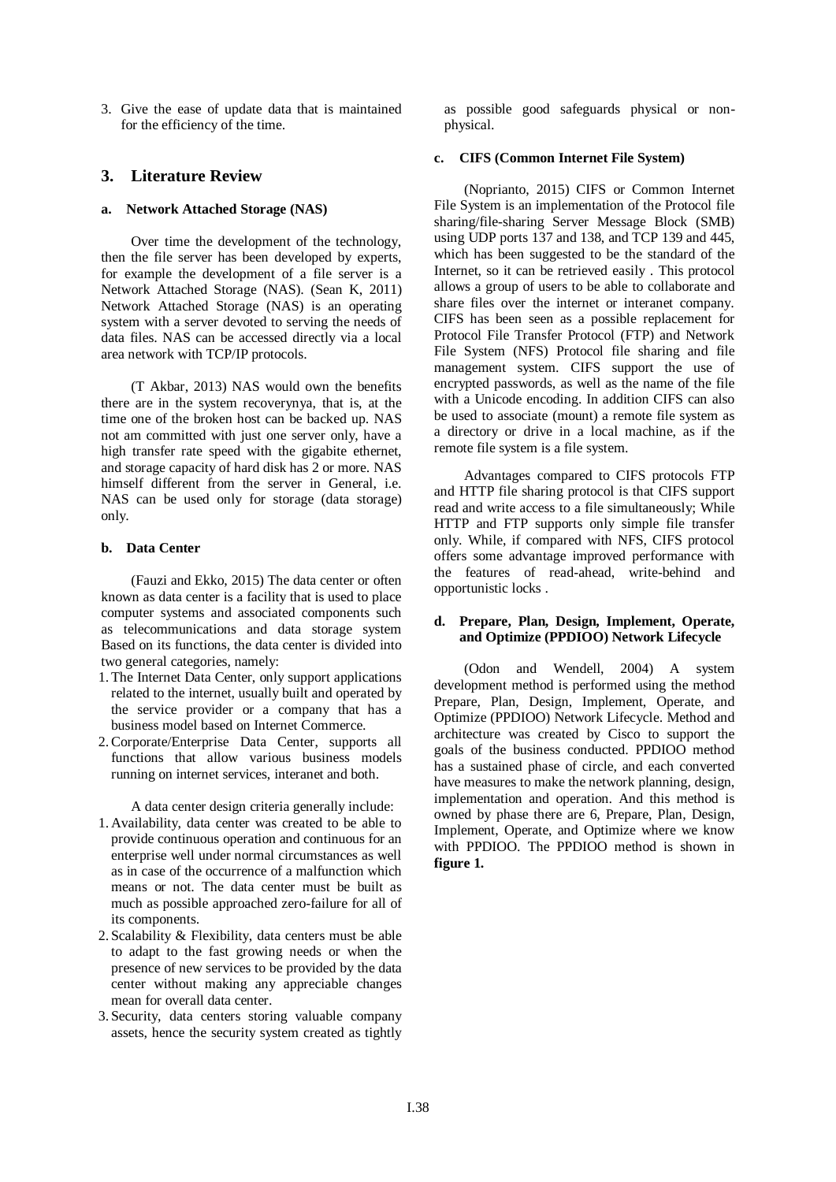3. Give the ease of update data that is maintained for the efficiency of the time.

## 3. Literature Review

### a. Network Attached Storage (NAS)

Over time the development of the technology, then the file server has been developed by experts, for example the development of a file server is a Network Attached Storage (NAS). (Sean K, 2011) Network Attached Storage (NAS) is an operating system with a server devoted to serving the needs of data files. NAS can be accessed directly via a local area network with TCP/IP protocols.

(T Akbar, 2013) NAS would own the benefits there are in the system recoverynya, that is, at the time one of the broken host can be backed up. NAS not am committed with just one server only, have a high transfer rate speed with the gigabite ethernet, and storage capacity of hard disk has 2 or more. NAS himself different from the server in General, i.e. NAS can be used only for storage (data storage) only.

### b. Data Center

(Fauzi and Ekko, 2015) The data center or often known as data center is a facility that is used to place computer systems and associated components such as telecommunications and data storage system Based on its functions, the data center is divided into two general categories, namely:

1. The Internet Data Center, only support applications related to the internet, usually built and operated by the service provider or a company that has a business model based on Internet Commerce.
2. Corporate/Enterprise Data Center, supports all functions that allow various business models running on internet services, interanet and both.

A data center design criteria generally include:

1. Availability, data center was created to be able to provide continuous operation and continuous for an enterprise well under normal circumstances as well as in case of the occurrence of a malfunction which means or not. The data center must be built as much as possible approached zero-failure for all of its components.
2. Scalability & Flexibility, data centers must be able to adapt to the fast growing needs or when the presence of new services to be provided by the data center without making any appreciable changes mean for overall data center.
3. Security, data centers storing valuable company assets, hence the security system created as tightly as possible good safeguards physical or non-physical.

### c. CIFS (Common Internet File System)

(Noprianto, 2015) CIFS or Common Internet File System is an implementation of the Protocol file sharing/file-sharing Server Message Block (SMB) using UDP ports 137 and 138, and TCP 139 and 445, which has been suggested to be the standard of the Internet, so it can be retrieved easily . This protocol allows a group of users to be able to collaborate and share files over the internet or interanet company. CIFS has been seen as a possible replacement for Protocol File Transfer Protocol (FTP) and Network File System (NFS) Protocol file sharing and file management system. CIFS support the use of encrypted passwords, as well as the name of the file with a Unicode encoding. In addition CIFS can also be used to associate (mount) a remote file system as a directory or drive in a local machine, as if the remote file system is a file system.

Advantages compared to CIFS protocols FTP and HTTP file sharing protocol is that CIFS support read and write access to a file simultaneously; While HTTP and FTP supports only simple file transfer only. While, if compared with NFS, CIFS protocol offers some advantage improved performance with the features of read-ahead, write-behind and opportunistic locks .

### d. Prepare, Plan, Design, Implement, Operate, and Optimize (PPDIOO) Network Lifecycle

(Odon and Wendell, 2004) A system development method is performed using the method Prepare, Plan, Design, Implement, Operate, and Optimize (PPDIOO) Network Lifecycle. Method and architecture was created by Cisco to support the goals of the business conducted. PPDIOO method has a sustained phase of circle, and each converted have measures to make the network planning, design, implementation and operation. And this method is owned by phase there are 6, Prepare, Plan, Design, Implement, Operate, and Optimize where we know with PPDIOO. The PPDIOO method is shown in **figure 1.**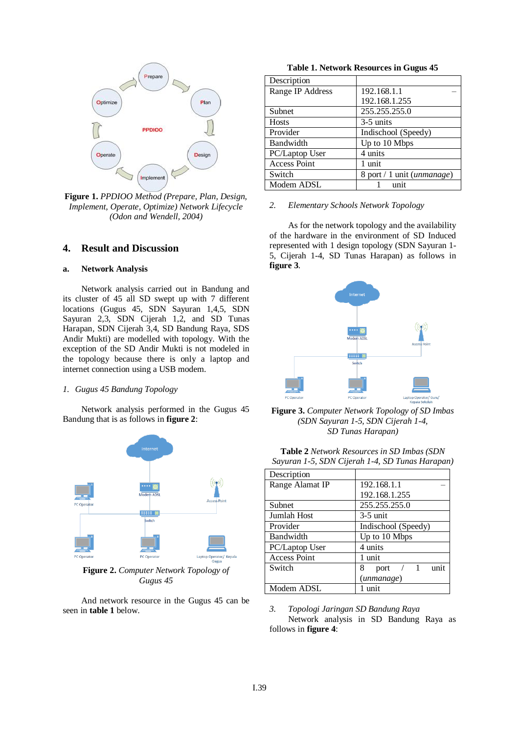Figure 1. *PPDIOO Method (Prepare, Plan, Design, Implement, Operate, Optimize) Network Lifecycle (Odon and Wendell, 2004)*

## 4. Result and Discussion

### a. Network Analysis

Network analysis carried out in Bandung and its cluster of 45 all SD swept up with 7 different locations (Gugus 45, SDN Sayuran 1,4,5, SDN Sayuran 2,3, SDN Cijerah 1,2, and SD Tunas Harapan, SDN Cijerah 3,4, SD Bandung Raya, SDS Andir Mukti) are modelled with topology. With the exception of the SD Andir Mukti is not modeled in the topology because there is only a laptop and internet connection using a USB modem.

*1. Gugus 45 Bandung Topology*

Network analysis performed in the Gugus 45 Bandung that is as follows in **figure 2**:

Figure 2. *Computer Network Topology of Gugus 45*

And network resource in the Gugus 45 can be seen in **table 1** below.

**Table 1. Network Resources in Gugus 45**

| Description | |
|---|---|
| Range IP Address | 192.168.1.1 – 192.168.1.255 |
| Subnet | 255.255.255.0 |
| Hosts | 3-5 units |
| Provider | Indischool (Speedy) |
| Bandwidth | Up to 10 Mbps |
| PC/Laptop User | 4 units |
| Access Point | 1 unit |
| Switch | 8 port / 1 unit (*unmanage*) |
| Modem ADSL | 1 unit |

*2. Elementary Schools Network Topology*

As for the network topology and the availability of the hardware in the environment of SD Induced represented with 1 design topology (SDN Sayuran 1-5, Cijerah 1-4, SD Tunas Harapan) as follows in **figure 3**.

**Figure 3.** *Computer Network Topology of SD Imbas (SDN Sayuran 1-5, SDN Cijerah 1-4, SD Tunas Harapan)*

**Table 2** *Network Resources in SD Imbas (SDN Sayuran 1-5, SDN Cijerah 1-4, SD Tunas Harapan)*

| Description | |
|---|---|
| Range Alamat IP | 192.168.1.1 – 192.168.1.255 |
| Subnet | 255.255.255.0 |
| Jumlah Host | 3-5 unit |
| Provider | Indischool (Speedy) |
| Bandwidth | Up to 10 Mbps |
| PC/Laptop User | 4 units |
| Access Point | 1 unit |
| Switch | 8 port / 1 unit (*unmanage*) |
| Modem ADSL | 1 unit |

*3. Topologi Jaringan SD Bandung Raya*

Network analysis in SD Bandung Raya as follows in **figure 4**: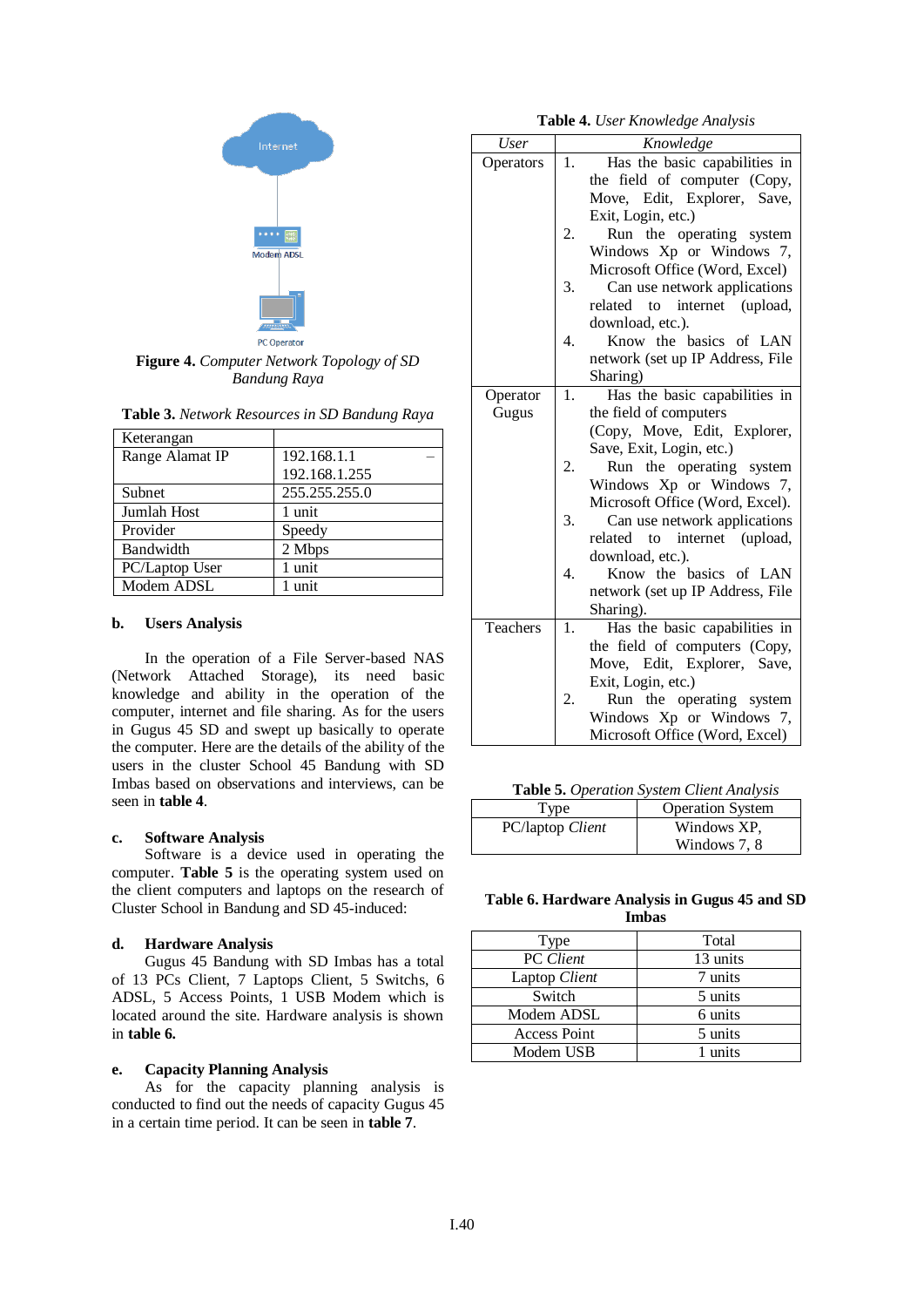Figure 4. *Computer Network Topology of SD Bandung Raya*

**Table 3.** *Network Resources in SD Bandung Raya*

| Keterangan | |
|---|---|
| Range Alamat IP | 192.168.1.1 – 192.168.1.255 |
| Subnet | 255.255.255.0 |
| Jumlah Host | 1 unit |
| Provider | Speedy |
| Bandwidth | 2 Mbps |
| PC/Laptop User | 1 unit |
| Modem ADSL | 1 unit |

**b. Users Analysis**

In the operation of a File Server-based NAS (Network Attached Storage), its need basic knowledge and ability in the operation of the computer, internet and file sharing. As for the users in Gugus 45 SD and swept up basically to operate the computer. Here are the details of the ability of the users in the cluster School 45 Bandung with SD Imbas based on observations and interviews, can be seen in **table 4**.

**c. Software Analysis**

Software is a device used in operating the computer. **Table 5** is the operating system used on the client computers and laptops on the research of Cluster School in Bandung and SD 45-induced:

**d. Hardware Analysis**

Gugus 45 Bandung with SD Imbas has a total of 13 PCs Client, 7 Laptops Client, 5 Switchs, 6 ADSL, 5 Access Points, 1 USB Modem which is located around the site. Hardware analysis is shown in **table 6.**

**e. Capacity Planning Analysis**

As for the capacity planning analysis is conducted to find out the needs of capacity Gugus 45 in a certain time period. It can be seen in **table 7**.

**Table 4.** *User Knowledge Analysis*

| *User* | *Knowledge* |
|---|---|
| Operators | 1. Has the basic capabilities in the field of computer (Copy, Move, Edit, Explorer, Save, Exit, Login, etc.)<br>2. Run the operating system Windows Xp or Windows 7, Microsoft Office (Word, Excel)<br>3. Can use network applications related to internet (upload, download, etc.).<br>4. Know the basics of LAN network (set up IP Address, File Sharing) |
| Operator Gugus | 1. Has the basic capabilities in the field of computers (Copy, Move, Edit, Explorer, Save, Exit, Login, etc.)<br>2. Run the operating system Windows Xp or Windows 7, Microsoft Office (Word, Excel).<br>3. Can use network applications related to internet (upload, download, etc.).<br>4. Know the basics of LAN network (set up IP Address, File Sharing). |
| Teachers | 1. Has the basic capabilities in the field of computers (Copy, Move, Edit, Explorer, Save, Exit, Login, etc.)<br>2. Run the operating system Windows Xp or Windows 7, Microsoft Office (Word, Excel) |

**Table 5.** *Operation System Client Analysis*

| Type | Operation System |
|---|---|
| PC/laptop *Client* | Windows XP, Windows 7, 8 |

**Table 6. Hardware Analysis in Gugus 45 and SD Imbas**

| Type | Total |
|---|---|
| PC *Client* | 13 units |
| Laptop *Client* | 7 units |
| Switch | 5 units |
| Modem ADSL | 6 units |
| Access Point | 5 units |
| Modem USB | 1 units |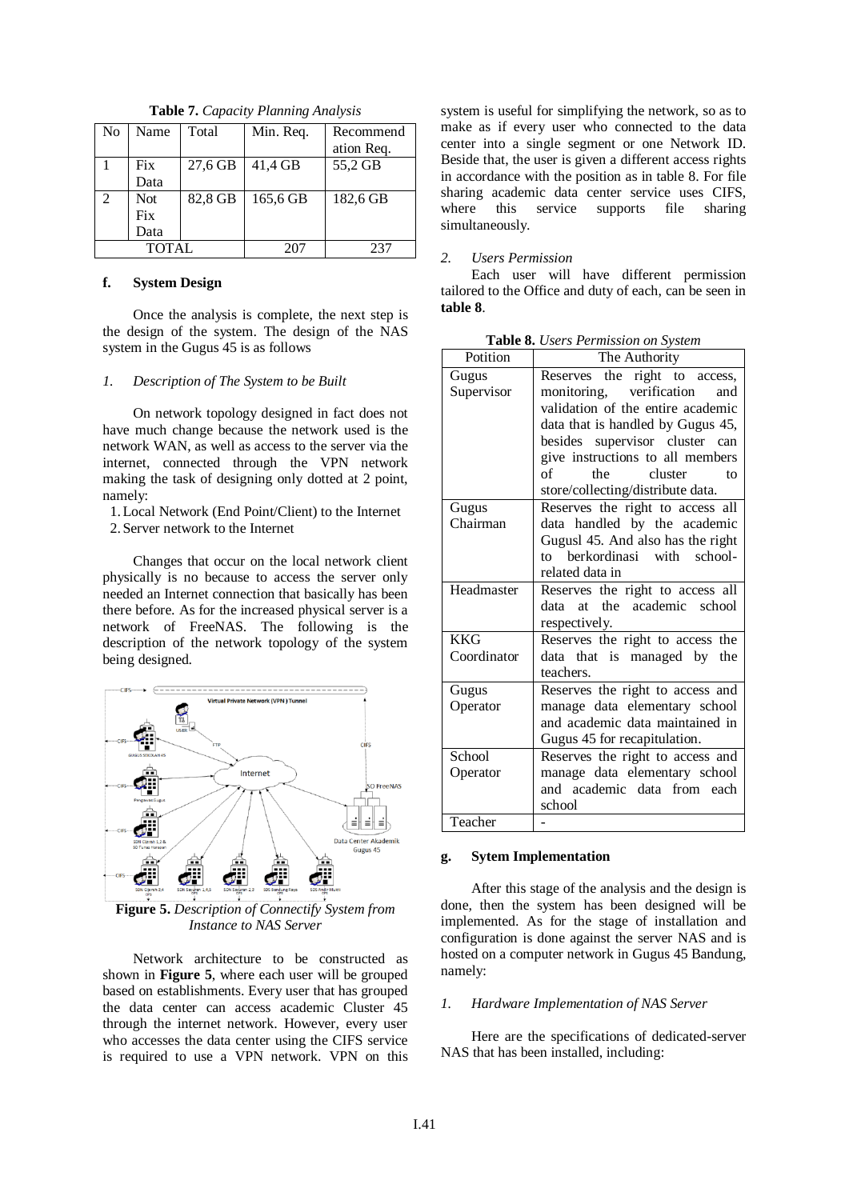**Table 7.** *Capacity Planning Analysis*

| No | Name | Total | Min. Req. | Recommendation Req. |
|---|---|---|---|---|
| 1 | Fix Data | 27,6 GB | 41,4 GB | 55,2 GB |
| 2 | Not Fix Data | 82,8 GB | 165,6 GB | 182,6 GB |
| TOTAL | | | 207 | 237 |

### f. System Design

Once the analysis is complete, the next step is the design of the system. The design of the NAS system in the Gugus 45 is as follows

*1. Description of The System to be Built*

On network topology designed in fact does not have much change because the network used is the network WAN, as well as access to the server via the internet, connected through the VPN network making the task of designing only dotted at 2 point, namely:

1. Local Network (End Point/Client) to the Internet
2. Server network to the Internet

Changes that occur on the local network client physically is no because to access the server only needed an Internet connection that basically has been there before. As for the increased physical server is a network of FreeNAS. The following is the description of the network topology of the system being designed.

**Figure 5.** *Description of Connectify System from Instance to NAS Server*

Network architecture to be constructed as shown in **Figure 5**, where each user will be grouped based on establishments. Every user that has grouped the data center can access academic Cluster 45 through the internet network. However, every user who accesses the data center using the CIFS service is required to use a VPN network. VPN on this system is useful for simplifying the network, so as to make as if every user who connected to the data center into a single segment or one Network ID. Beside that, the user is given a different access rights in accordance with the position as in table 8. For file sharing academic data center service uses CIFS, where this service supports file sharing simultaneously.

*2. Users Permission*

Each user will have different permission tailored to the Office and duty of each, can be seen in **table 8**.

**Table 8.** *Users Permission on System*

| Potition | The Authority |
|---|---|
| Gugus Supervisor | Reserves the right to access, monitoring, verification and validation of the entire academic data that is handled by Gugus 45, besides supervisor cluster can give instructions to all members of the cluster to store/collecting/distribute data. |
| Gugus Chairman | Reserves the right to access all data handled by the academic Gugusl 45. And also has the right to berkordinasi with school-related data in |
| Headmaster | Reserves the right to access all data at the academic school respectively. |
| KKG Coordinator | Reserves the right to access the data that is managed by the teachers. |
| Gugus Operator | Reserves the right to access and manage data elementary school and academic data maintained in Gugus 45 for recapitulation. |
| School Operator | Reserves the right to access and manage data elementary school and academic data from each school |
| Teacher | - |

### g. Sytem Implementation

After this stage of the analysis and the design is done, then the system has been designed will be implemented. As for the stage of installation and configuration is done against the server NAS and is hosted on a computer network in Gugus 45 Bandung, namely:

*1. Hardware Implementation of NAS Server*

Here are the specifications of dedicated-server NAS that has been installed, including: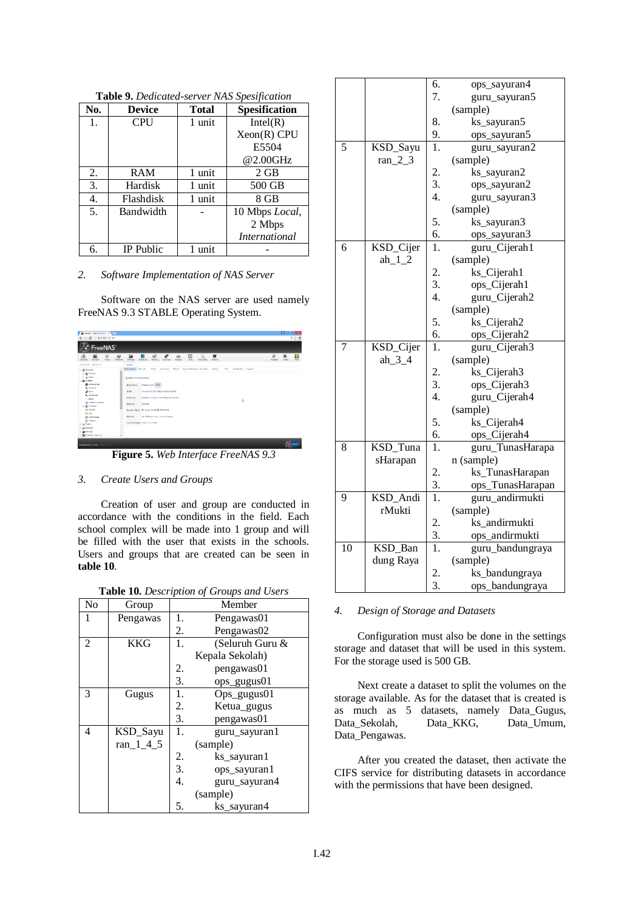**Table 9.** *Dedicated-server NAS Spesification*

| No. | Device | Total | Spesification |
|---|---|---|---|
| 1. | CPU | 1 unit | Intel(R) Xeon(R) CPU E5504 @2.00GHz |
| 2. | RAM | 1 unit | 2 GB |
| 3. | Hardisk | 1 unit | 500 GB |
| 4. | Flashdisk | 1 unit | 8 GB |
| 5. | Bandwidth | - | 10 Mbps *Local*, 2 Mbps *International* |
| 6. | IP Public | 1 unit | - |

*2. Software Implementation of NAS Server*

Software on the NAS server are used namely FreeNAS 9.3 STABLE Operating System.

**Figure 5.** *Web Interface FreeNAS 9.3*

*3. Create Users and Groups*

Creation of user and group are conducted in accordance with the conditions in the field. Each school complex will be made into 1 group and will be filled with the user that exists in the schools. Users and groups that are created can be seen in **table 10**.

**Table 10.** *Description of Groups and Users*

| No | Group | Member |
|---|---|---|
| 1 | Pengawas | 1. Pengawas01<br>2. Pengawas02 |
| 2 | KKG | 1. (Seluruh Guru & Kepala Sekolah)<br>2. pengawas01<br>3. ops_gugus01 |
| 3 | Gugus | 1. Ops_gugus01<br>2. Ketua_gugus<br>3. pengawas01 |
| 4 | KSD_Sayuran_1_4_5 | 1. guru_sayuran1 (sample)<br>2. ks_sayuran1<br>3. ops_sayuran1<br>4. guru_sayuran4 (sample)<br>5. ks_sayuran4<br>6. ops_sayuran4<br>7. guru_sayuran5 (sample)<br>8. ks_sayuran5<br>9. ops_sayuran5 |
| 5 | KSD_Sayuran_2_3 | 1. guru_sayuran2 (sample)<br>2. ks_sayuran2<br>3. ops_sayuran2<br>4. guru_sayuran3 (sample)<br>5. ks_sayuran3<br>6. ops_sayuran3 |
| 6 | KSD_Cijerah_1_2 | 1. guru_Cijerah1 (sample)<br>2. ks_Cijerah1<br>3. ops_Cijerah1<br>4. guru_Cijerah2 (sample)<br>5. ks_Cijerah2<br>6. ops_Cijerah2 |
| 7 | KSD_Cijerah_3_4 | 1. guru_Cijerah3 (sample)<br>2. ks_Cijerah3<br>3. ops_Cijerah3<br>4. guru_Cijerah4 (sample)<br>5. ks_Cijerah4<br>6. ops_Cijerah4 |
| 8 | KSD_TunasHarapan | 1. guru_TunasHarapan (sample)<br>2. ks_TunasHarapan<br>3. ops_TunasHarapan |
| 9 | KSD_AndirMukti | 1. guru_andirmukti (sample)<br>2. ks_andirmukti<br>3. ops_andirmukti |
| 10 | KSD_Bandung Raya | 1. guru_bandungraya (sample)<br>2. ks_bandungraya<br>3. ops_bandungraya |

*4. Design of Storage and Datasets*

Configuration must also be done in the settings storage and dataset that will be used in this system. For the storage used is 500 GB.

Next create a dataset to split the volumes on the storage available. As for the dataset that is created is as much as 5 datasets, namely Data_Gugus, Data_Sekolah, Data_KKG, Data_Umum, Data_Pengawas.

After you created the dataset, then activate the CIFS service for distributing datasets in accordance with the permissions that have been designed.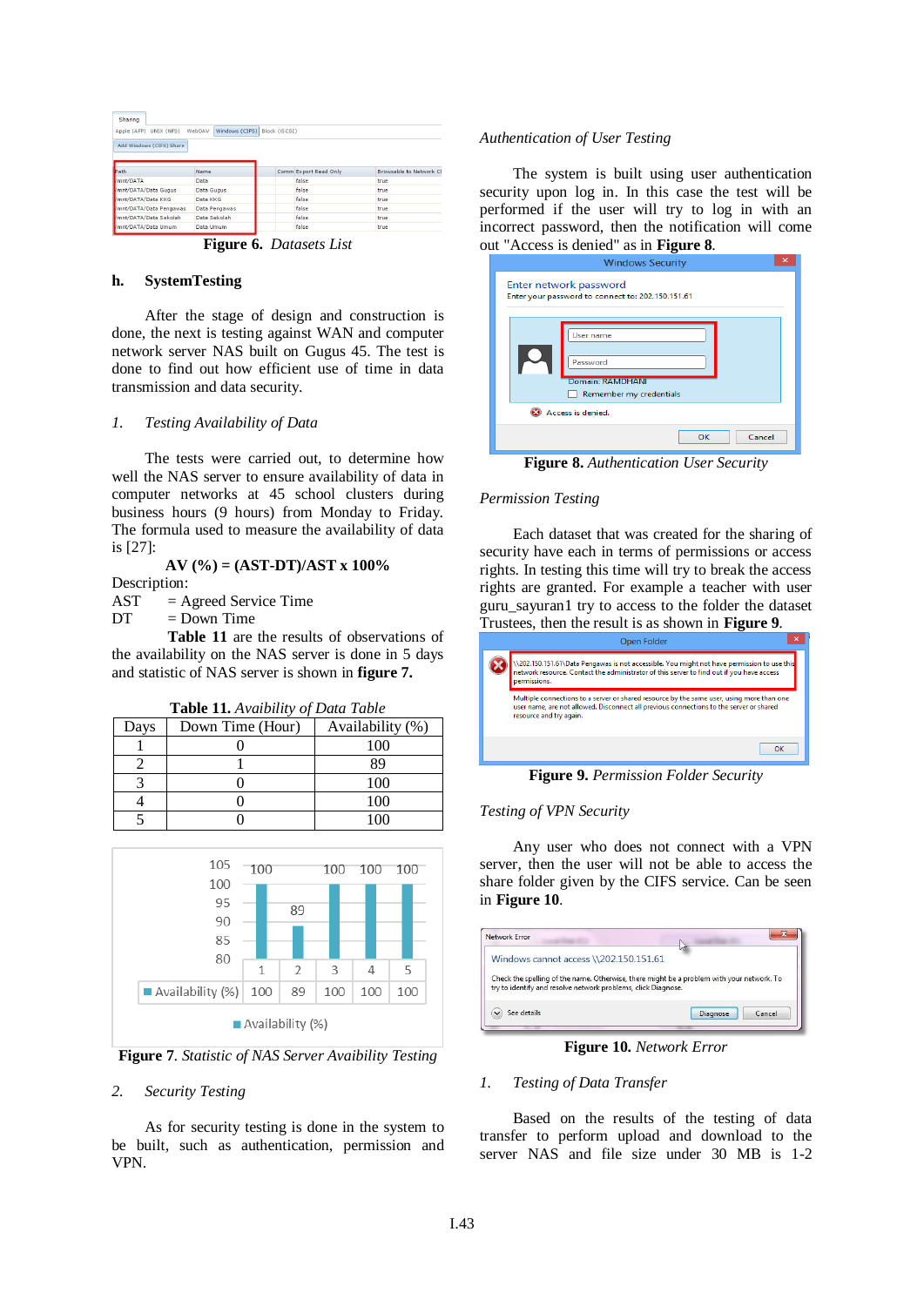**Figure 6.** *Datasets List*

### h. SystemTesting

After the stage of design and construction is done, the next is testing against WAN and computer network server NAS built on Gugus 45. The test is done to find out how efficient use of time in data transmission and data security.

*1. Testing Availability of Data*

The tests were carried out, to determine how well the NAS server to ensure availability of data in computer networks at 45 school clusters during business hours (9 hours) from Monday to Friday. The formula used to measure the availability of data is [27]:

**AV (%) = (AST-DT)/AST x 100%**

Description:
AST = Agreed Service Time
DT = Down Time

**Table 11** are the results of observations of the availability on the NAS server is done in 5 days and statistic of NAS server is shown in **figure 7.**

**Table 11.** *Avaibility of Data Table*

| Days | Down Time (Hour) | Availability (%) |
|---|---|---|
| 1 | 0 | 100 |
| 2 | 1 | 89 |
| 3 | 0 | 100 |
| 4 | 0 | 100 |
| 5 | 0 | 100 |

**Figure 7**. *Statistic of NAS Server Avaibility Testing*

*2. Security Testing*

As for security testing is done in the system to be built, such as authentication, permission and VPN.

*Authentication of User Testing*

The system is built using user authentication security upon log in. In this case the test will be performed if the user will try to log in with an incorrect password, then the notification will come out "Access is denied" as in **Figure 8**.

**Figure 8.** *Authentication User Security*

*Permission Testing*

Each dataset that was created for the sharing of security have each in terms of permissions or access rights. In testing this time will try to break the access rights are granted. For example a teacher with user guru_sayuran1 try to access to the folder the dataset Trustees, then the result is as shown in **Figure 9**.

**Figure 9.** *Permission Folder Security*

*Testing of VPN Security*

Any user who does not connect with a VPN server, then the user will not be able to access the share folder given by the CIFS service. Can be seen in **Figure 10**.

**Figure 10.** *Network Error*

*1. Testing of Data Transfer*

Based on the results of the testing of data transfer to perform upload and download to the server NAS and file size under 30 MB is 1-2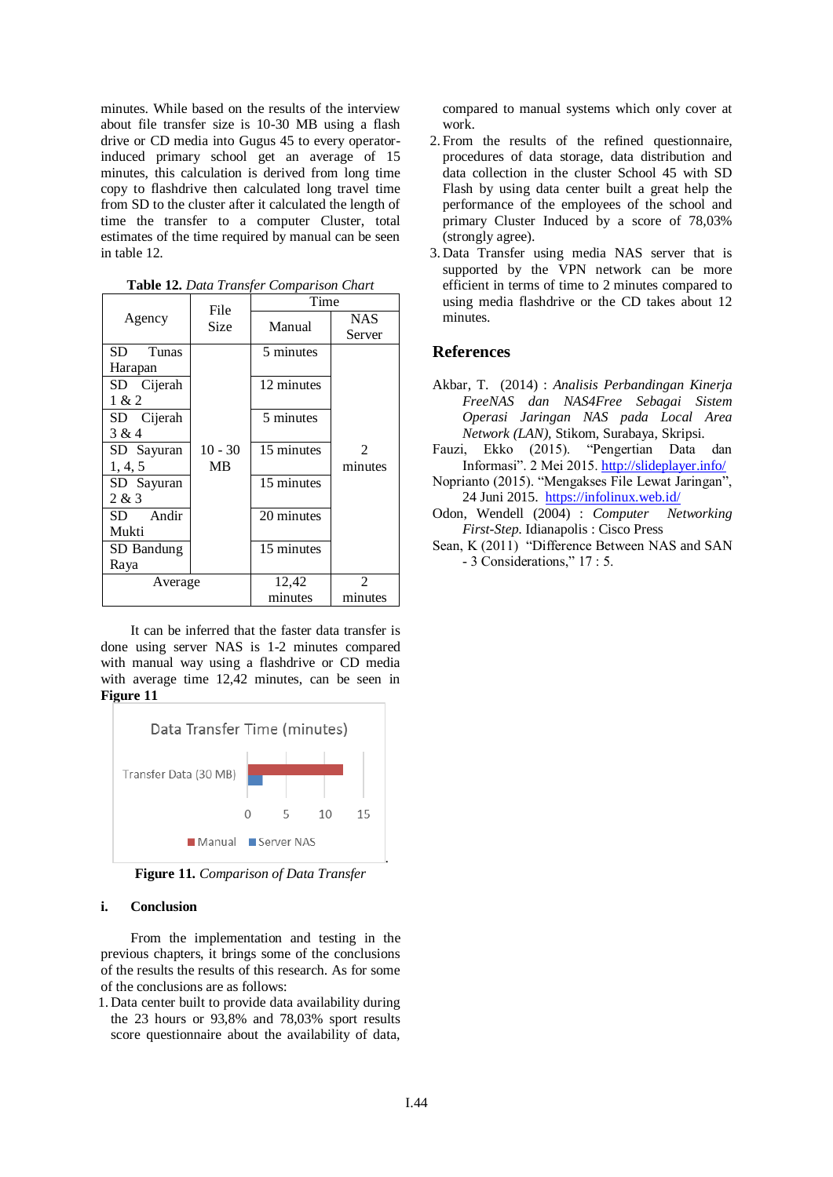minutes. While based on the results of the interview about file transfer size is 10-30 MB using a flash drive or CD media into Gugus 45 to every operator-induced primary school get an average of 15 minutes, this calculation is derived from long time copy to flashdrive then calculated long travel time from SD to the cluster after it calculated the length of time the transfer to a computer Cluster, total estimates of the time required by manual can be seen in table 12.

**Table 12.** *Data Transfer Comparison Chart*

| Agency | File Size | Time | |
|---|---|---|---|
| | | Manual | NAS Server |
| SD Tunas Harapan | 10 - 30 MB | 5 minutes | 2 minutes |
| SD Cijerah 1 & 2 | | 12 minutes | |
| SD Cijerah 3 & 4 | | 5 minutes | |
| SD Sayuran 1, 4, 5 | | 15 minutes | |
| SD Sayuran 2 & 3 | | 15 minutes | |
| SD Andir Mukti | | 20 minutes | |
| SD Bandung Raya | | 15 minutes | |
| Average | | 12,42 minutes | 2 minutes |

It can be inferred that the faster data transfer is done using server NAS is 1-2 minutes compared with manual way using a flashdrive or CD media with average time 12,42 minutes, can be seen in **Figure 11**

**Figure 11.** *Comparison of Data Transfer*

### i. Conclusion

From the implementation and testing in the previous chapters, it brings some of the conclusions of the results the results of this research. As for some of the conclusions are as follows:

1. Data center built to provide data availability during the 23 hours or 93,8% and 78,03% sport results score questionnaire about the availability of data, compared to manual systems which only cover at work.
2. From the results of the refined questionnaire, procedures of data storage, data distribution and data collection in the cluster School 45 with SD Flash by using data center built a great help the performance of the employees of the school and primary Cluster Induced by a score of 78,03% (strongly agree).
3. Data Transfer using media NAS server that is supported by the VPN network can be more efficient in terms of time to 2 minutes compared to using media flashdrive or the CD takes about 12 minutes.

## References

Akbar, T. (2014) : *Analisis Perbandingan Kinerja FreeNAS dan NAS4Free Sebagai Sistem Operasi Jaringan NAS pada Local Area Network (LAN)*, Stikom, Surabaya, Skripsi.

Fauzi, Ekko (2015). "Pengertian Data dan Informasi". 2 Mei 2015. http://slideplayer.info/

Noprianto (2015). "Mengakses File Lewat Jaringan", 24 Juni 2015. https://infolinux.web.id/

Odon, Wendell (2004) : *Computer Networking First-Step*. Idianapolis : Cisco Press

Sean, K (2011) "Difference Between NAS and SAN - 3 Considerations," 17 : 5.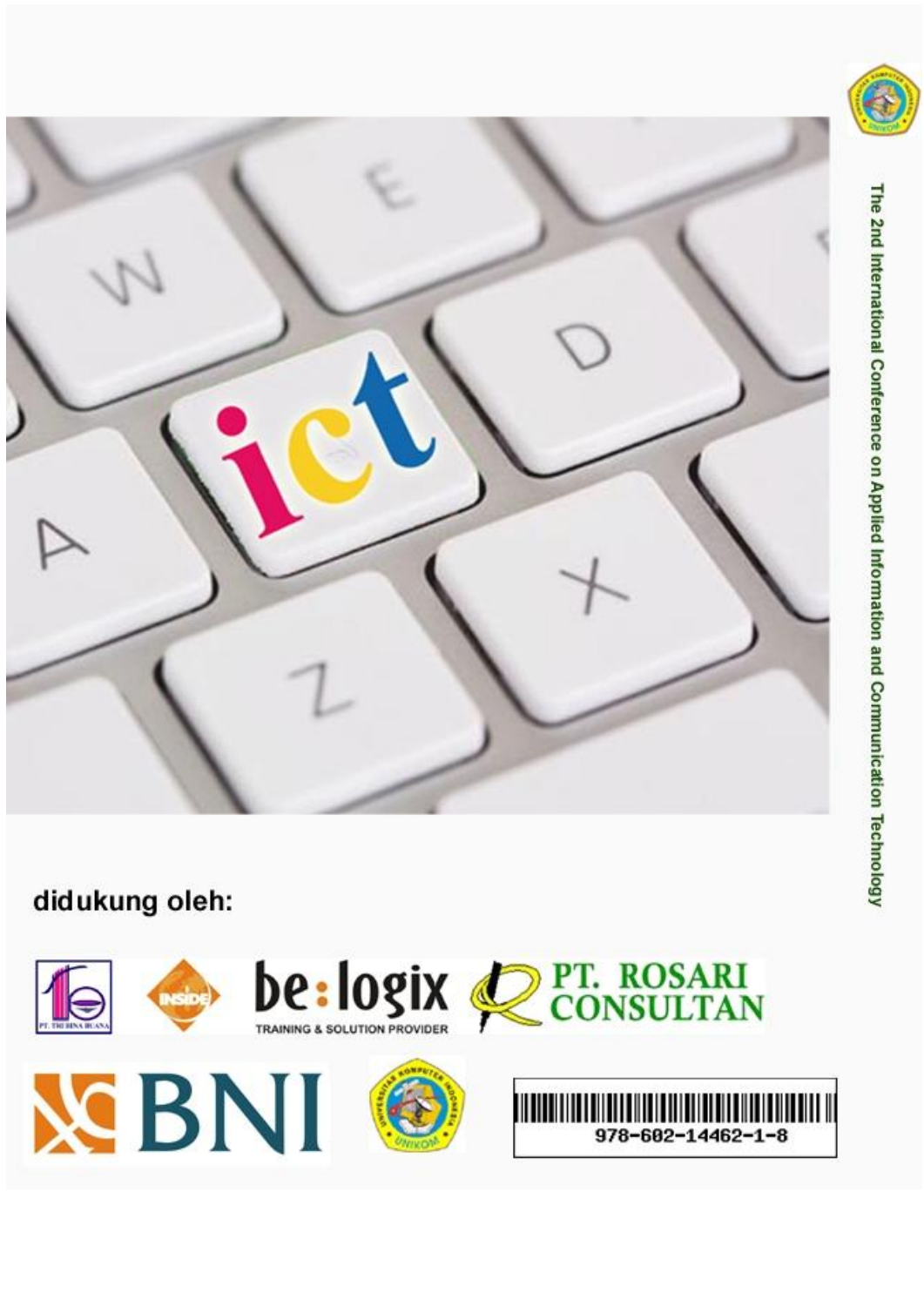The 2nd International Conference on Applied Information and Communication Technology

didukung oleh:

PT. TRI BINA BUANA

be:logix TRAINING & SOLUTION PROVIDER

PT. ROSARI CONSULTAN

BNI

978-602-14462-1-8